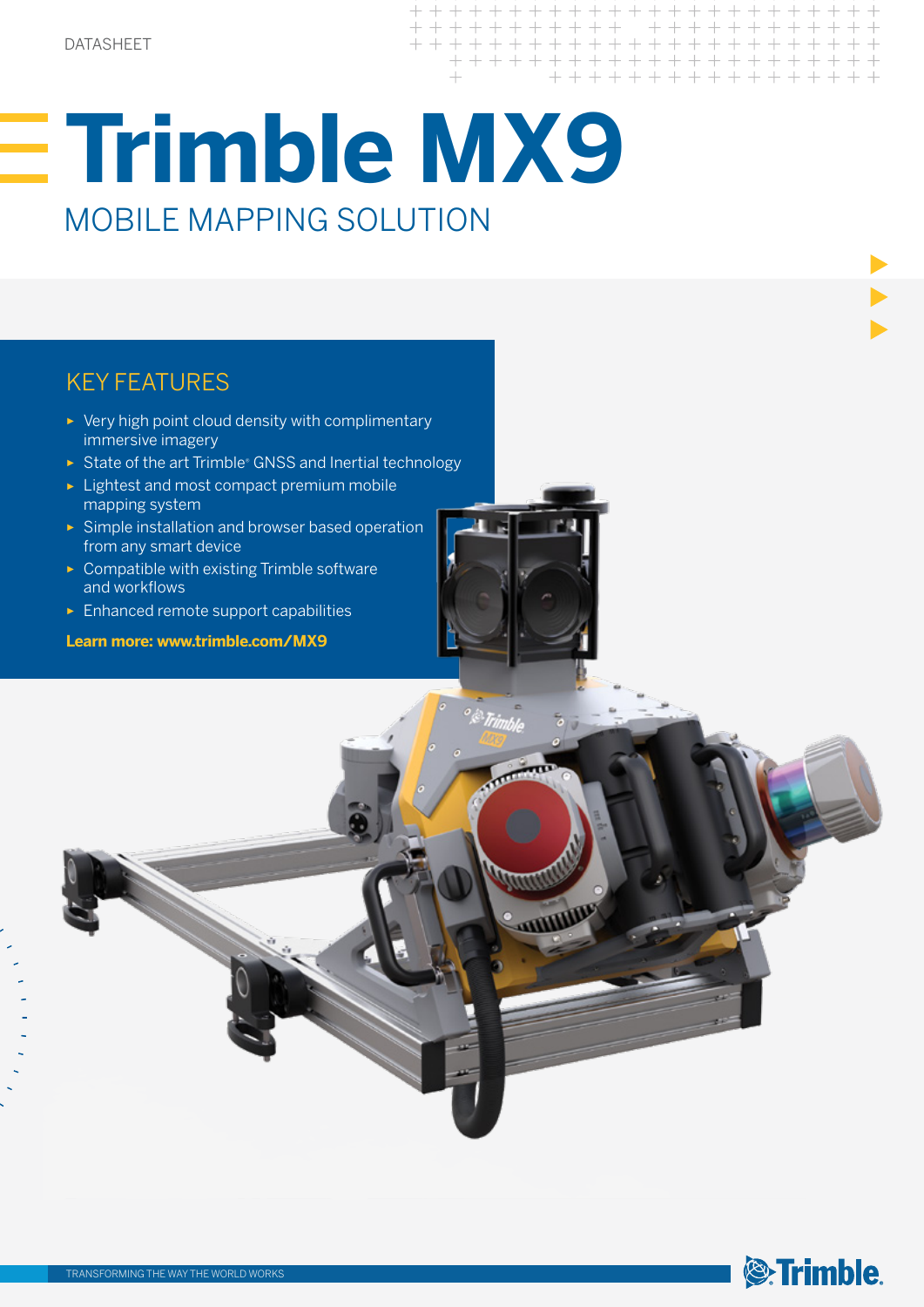DATASHEET

# Trimble MX9

## MOBILE MAPPING SOLUTION

### KEY FEATURES

- Very high point cloud density with complimentary immersive imagery
- State of the art Trimble® GNSS and Inertial technology
- Lightest and most compact premium mobile mapping system
- Simple installation and browser based operation from any smart device
- Compatible with existing Trimble software and workflows
- Enhanced remote support capabilities

**Learn more: www.trimble.com/MX9**

TRANSFORMING THE WAY THE WORLD WORKS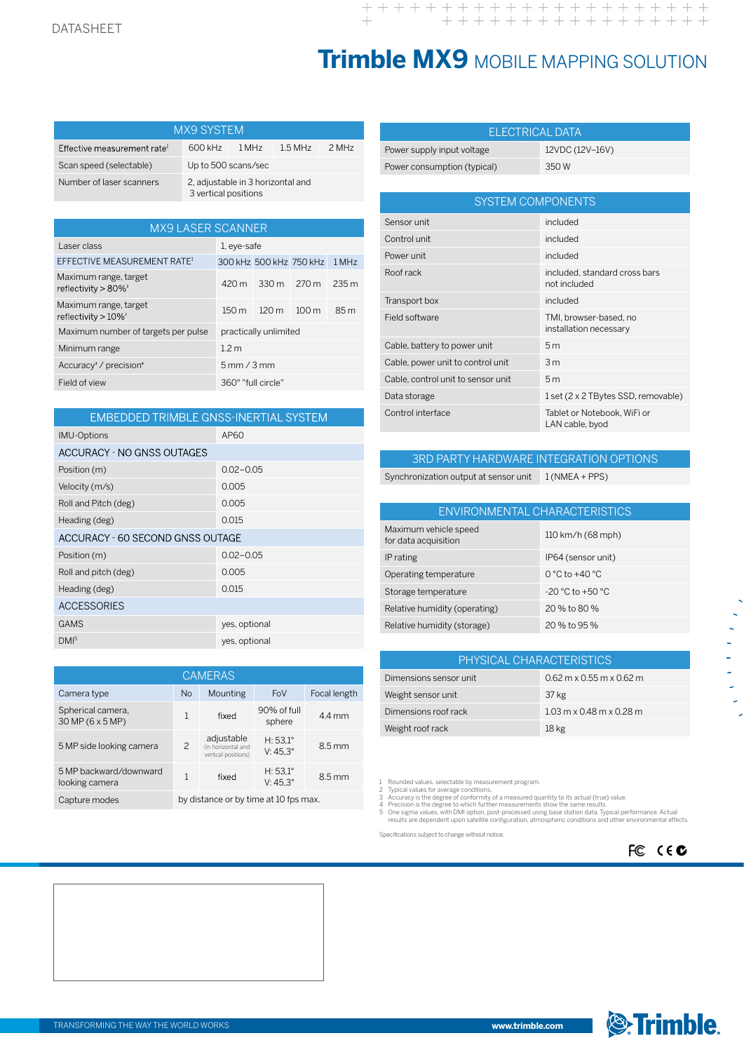DATASHEET

# Trimble MX9 MOBILE MAPPING SOLUTION

## MX9 SYSTEM

| | | | | |
|---|---|---|---|---|
| Effective measurement rate[1] | 600 kHz | 1 MHz | 1.5 MHz | 2 MHz |
| Scan speed (selectable) | Up to 500 scans/sec | | | |
| Number of laser scanners | 2, adjustable in 3 horizontal and 3 vertical positions | | | |

## MX9 LASER SCANNER

| | | | | |
|---|---|---|---|---|
| Laser class | 1, eye-safe | | | |
| EFFECTIVE MEASUREMENT RATE[1] | 300 kHz | 500 kHz | 750 kHz | 1 MHz |
| Maximum range, target reflectivity > 80%[2] | 420 m | 330 m | 270 m | 235 m |
| Maximum range, target reflectivity > 10%[2] | 150 m | 120 m | 100 m | 85 m |
| Maximum number of targets per pulse | practically unlimited | | | |
| Minimum range | 1.2 m | | | |
| Accuracy[3] / precision[4] | 5 mm / 3 mm | | | |
| Field of view | 360° "full circle" | | | |

## EMBEDDED TRIMBLE GNSS-INERTIAL SYSTEM

| | |
|---|---|
| IMU-Options | AP60 |
| **ACCURACY - NO GNSS OUTAGES** | |
| Position (m) | 0.02–0.05 |
| Velocity (m/s) | 0.005 |
| Roll and Pitch (deg) | 0.005 |
| Heading (deg) | 0.015 |
| **ACCURACY - 60 SECOND GNSS OUTAGE** | |
| Position (m) | 0.02–0.05 |
| Roll and pitch (deg) | 0.005 |
| Heading (deg) | 0.015 |
| **ACCESSORIES** | |
| GAMS | yes, optional |
| DMI[5] | yes, optional |

## CAMERAS

| Camera type | No | Mounting | FoV | Focal length |
|---|---|---|---|---|
| Spherical camera, 30 MP (6 x 5 MP) | 1 | fixed | 90% of full sphere | 4.4 mm |
| 5 MP side looking camera | 2 | adjustable (in horizontal and vertical positions) | H: 53,1° V: 45,3° | 8.5 mm |
| 5 MP backward/downward looking camera | 1 | fixed | H: 53,1° V: 45,3° | 8.5 mm |
| Capture modes | by distance or by time at 10 fps max. | | | |

## ELECTRICAL DATA

| | |
|---|---|
| Power supply input voltage | 12VDC (12V–16V) |
| Power consumption (typical) | 350 W |

## SYSTEM COMPONENTS

| | |
|---|---|
| Sensor unit | included |
| Control unit | included |
| Power unit | included |
| Roof rack | included, standard cross bars not included |
| Transport box | included |
| Field software | TMI, browser-based, no installation necessary |
| Cable, battery to power unit | 5 m |
| Cable, power unit to control unit | 3 m |
| Cable, control unit to sensor unit | 5 m |
| Data storage | 1 set (2 x 2 TBytes SSD, removable) |
| Control interface | Tablet or Notebook, WiFi or LAN cable, byod |

## 3RD PARTY HARDWARE INTEGRATION OPTIONS

| | |
|---|---|
| Synchronization output at sensor unit | 1 (NMEA + PPS) |

## ENVIRONMENTAL CHARACTERISTICS

| | |
|---|---|
| Maximum vehicle speed for data acquisition | 110 km/h (68 mph) |
| IP rating | IP64 (sensor unit) |
| Operating temperature | 0 °C to +40 °C |
| Storage temperature | -20 °C to +50 °C |
| Relative humidity (operating) | 20 % to 80 % |
| Relative humidity (storage) | 20 % to 95 % |

## PHYSICAL CHARACTERISTICS

| | |
|---|---|
| Dimensions sensor unit | 0.62 m x 0.55 m x 0.62 m |
| Weight sensor unit | 37 kg |
| Dimensions roof rack | 1.03 m x 0.48 m x 0.28 m |
| Weight roof rack | 18 kg |

1 Rounded values, selectable by measurement program.
2 Typical values for average conditions.
3 Accuracy is the degree of conformity of a measured quantity to its actual (true) value.
4 Precision is the degree to which further measurements show the same results.
5 One sigma values, with DMI option, post-processed using base station data. Typical performance. Actual results are dependent upon satellite configuration, atmospheric conditions and other environmental effects.

Specifications subject to change without notice.

TRANSFORMING THE WAY THE WORLD WORKS

www.trimble.com